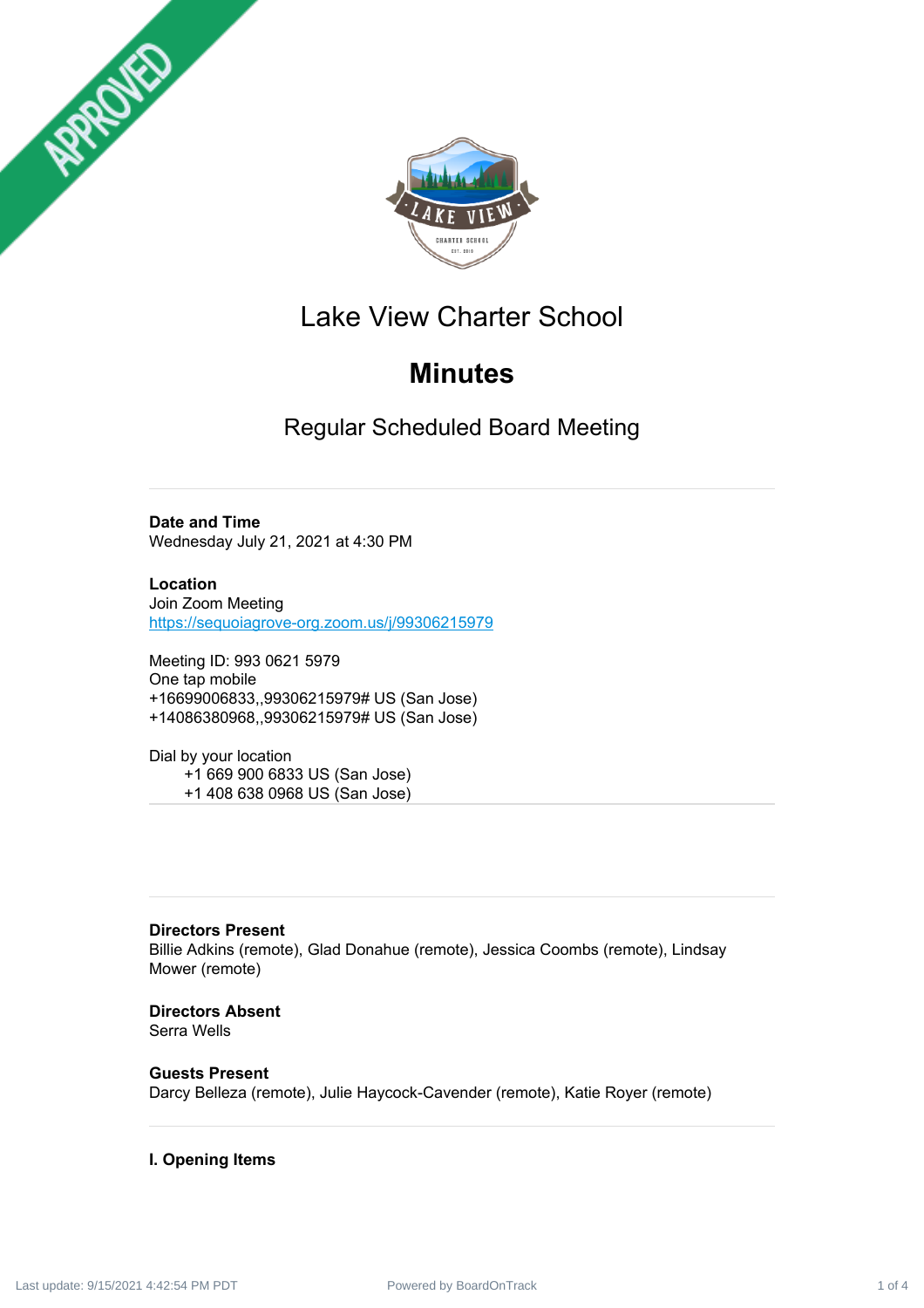APPROVED

# Lake View Charter School

# Minutes

## Regular Scheduled Board Meeting

**Date and Time**
Wednesday July 21, 2021 at 4:30 PM

**Location**
Join Zoom Meeting
https://sequoiagrove-org.zoom.us/j/99306215979

Meeting ID: 993 0621 5979
One tap mobile
+16699006833,,99306215979# US (San Jose)
+14086380968,,99306215979# US (San Jose)

Dial by your location
+1 669 900 6833 US (San Jose)
+1 408 638 0968 US (San Jose)

**Directors Present**
Billie Adkins (remote), Glad Donahue (remote), Jessica Coombs (remote), Lindsay Mower (remote)

**Directors Absent**
Serra Wells

**Guests Present**
Darcy Belleza (remote), Julie Haycock-Cavender (remote), Katie Royer (remote)

### I. Opening Items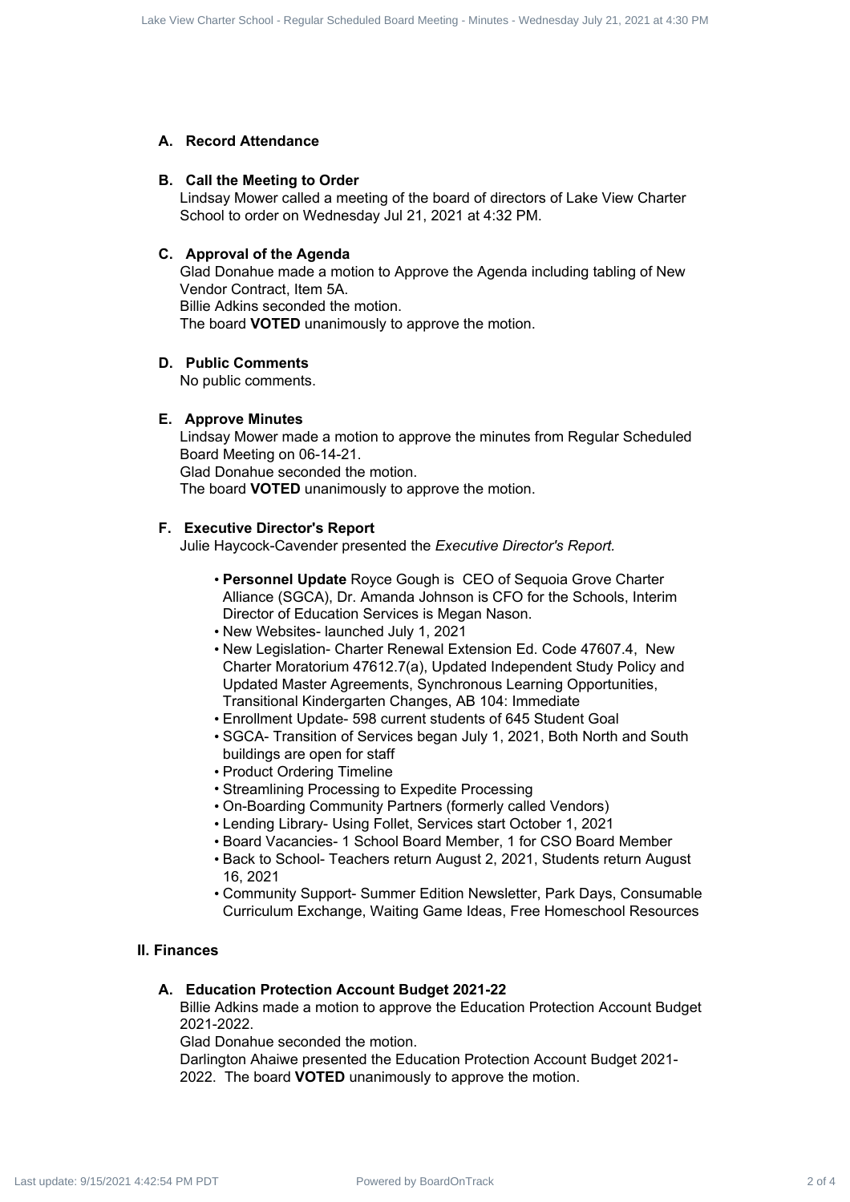### A. Record Attendance

### B. Call the Meeting to Order

Lindsay Mower called a meeting of the board of directors of Lake View Charter School to order on Wednesday Jul 21, 2021 at 4:32 PM.

### C. Approval of the Agenda

Glad Donahue made a motion to Approve the Agenda including tabling of New Vendor Contract, Item 5A.
Billie Adkins seconded the motion.
The board **VOTED** unanimously to approve the motion.

### D. Public Comments

No public comments.

### E. Approve Minutes

Lindsay Mower made a motion to approve the minutes from Regular Scheduled Board Meeting on 06-14-21.
Glad Donahue seconded the motion.
The board **VOTED** unanimously to approve the motion.

### F. Executive Director's Report

Julie Haycock-Cavender presented the *Executive Director's Report.*

- **Personnel Update** Royce Gough is CEO of Sequoia Grove Charter Alliance (SGCA), Dr. Amanda Johnson is CFO for the Schools, Interim Director of Education Services is Megan Nason.
- New Websites- launched July 1, 2021
- New Legislation- Charter Renewal Extension Ed. Code 47607.4, New Charter Moratorium 47612.7(a), Updated Independent Study Policy and Updated Master Agreements, Synchronous Learning Opportunities, Transitional Kindergarten Changes, AB 104: Immediate
- Enrollment Update- 598 current students of 645 Student Goal
- SGCA- Transition of Services began July 1, 2021, Both North and South buildings are open for staff
- Product Ordering Timeline
- Streamlining Processing to Expedite Processing
- On-Boarding Community Partners (formerly called Vendors)
- Lending Library- Using Follet, Services start October 1, 2021
- Board Vacancies- 1 School Board Member, 1 for CSO Board Member
- Back to School- Teachers return August 2, 2021, Students return August 16, 2021
- Community Support- Summer Edition Newsletter, Park Days, Consumable Curriculum Exchange, Waiting Game Ideas, Free Homeschool Resources

## II. Finances

### A. Education Protection Account Budget 2021-22

Billie Adkins made a motion to approve the Education Protection Account Budget 2021-2022.
Glad Donahue seconded the motion.
Darlington Ahaiwe presented the Education Protection Account Budget 2021-2022. The board **VOTED** unanimously to approve the motion.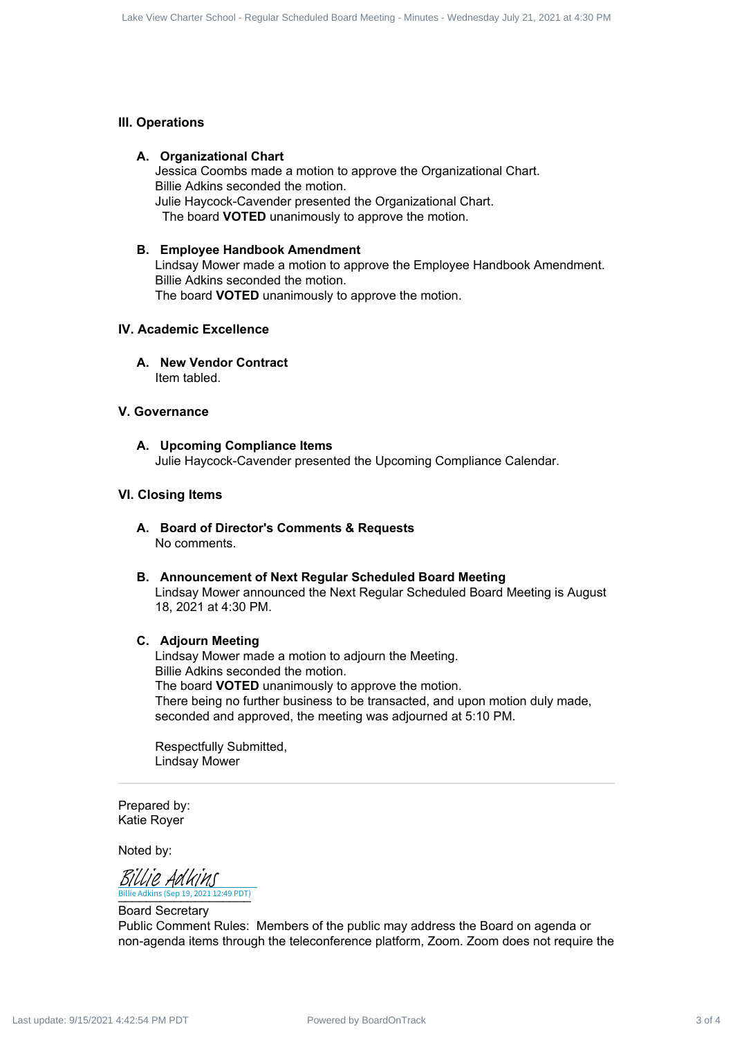## III. Operations

### A. Organizational Chart

Jessica Coombs made a motion to approve the Organizational Chart.
Billie Adkins seconded the motion.
Julie Haycock-Cavender presented the Organizational Chart.
The board **VOTED** unanimously to approve the motion.

### B. Employee Handbook Amendment

Lindsay Mower made a motion to approve the Employee Handbook Amendment.
Billie Adkins seconded the motion.
The board **VOTED** unanimously to approve the motion.

## IV. Academic Excellence

### A. New Vendor Contract

Item tabled.

## V. Governance

### A. Upcoming Compliance Items

Julie Haycock-Cavender presented the Upcoming Compliance Calendar.

## VI. Closing Items

### A. Board of Director's Comments & Requests

No comments.

### B. Announcement of Next Regular Scheduled Board Meeting

Lindsay Mower announced the Next Regular Scheduled Board Meeting is August 18, 2021 at 4:30 PM.

### C. Adjourn Meeting

Lindsay Mower made a motion to adjourn the Meeting.
Billie Adkins seconded the motion.
The board **VOTED** unanimously to approve the motion.
There being no further business to be transacted, and upon motion duly made, seconded and approved, the meeting was adjourned at 5:10 PM.

Respectfully Submitted,
Lindsay Mower

---

Prepared by:
Katie Royer

Noted by:

Billie Adkins
Billie Adkins (Sep 19, 2021 12:49 PDT)

Board Secretary

Public Comment Rules: Members of the public may address the Board on agenda or non-agenda items through the teleconference platform, Zoom. Zoom does not require the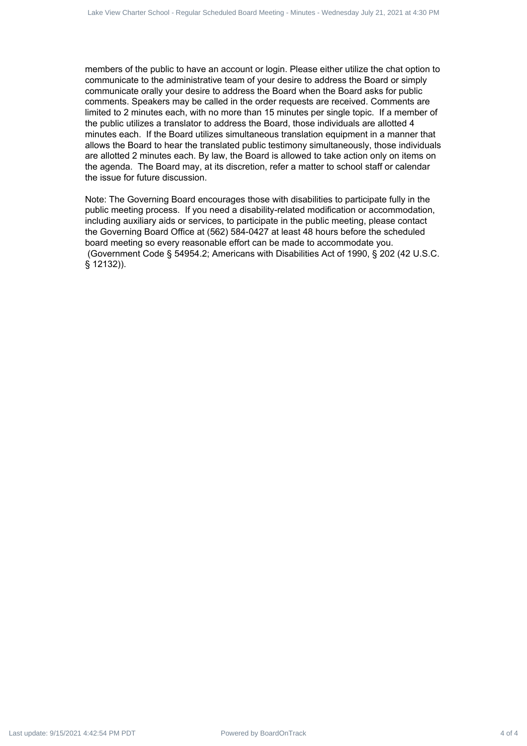members of the public to have an account or login. Please either utilize the chat option to communicate to the administrative team of your desire to address the Board or simply communicate orally your desire to address the Board when the Board asks for public comments. Speakers may be called in the order requests are received. Comments are limited to 2 minutes each, with no more than 15 minutes per single topic. If a member of the public utilizes a translator to address the Board, those individuals are allotted 4 minutes each. If the Board utilizes simultaneous translation equipment in a manner that allows the Board to hear the translated public testimony simultaneously, those individuals are allotted 2 minutes each. By law, the Board is allowed to take action only on items on the agenda. The Board may, at its discretion, refer a matter to school staff or calendar the issue for future discussion.

Note: The Governing Board encourages those with disabilities to participate fully in the public meeting process. If you need a disability-related modification or accommodation, including auxiliary aids or services, to participate in the public meeting, please contact the Governing Board Office at (562) 584-0427 at least 48 hours before the scheduled board meeting so every reasonable effort can be made to accommodate you. (Government Code § 54954.2; Americans with Disabilities Act of 1990, § 202 (42 U.S.C. § 12132)).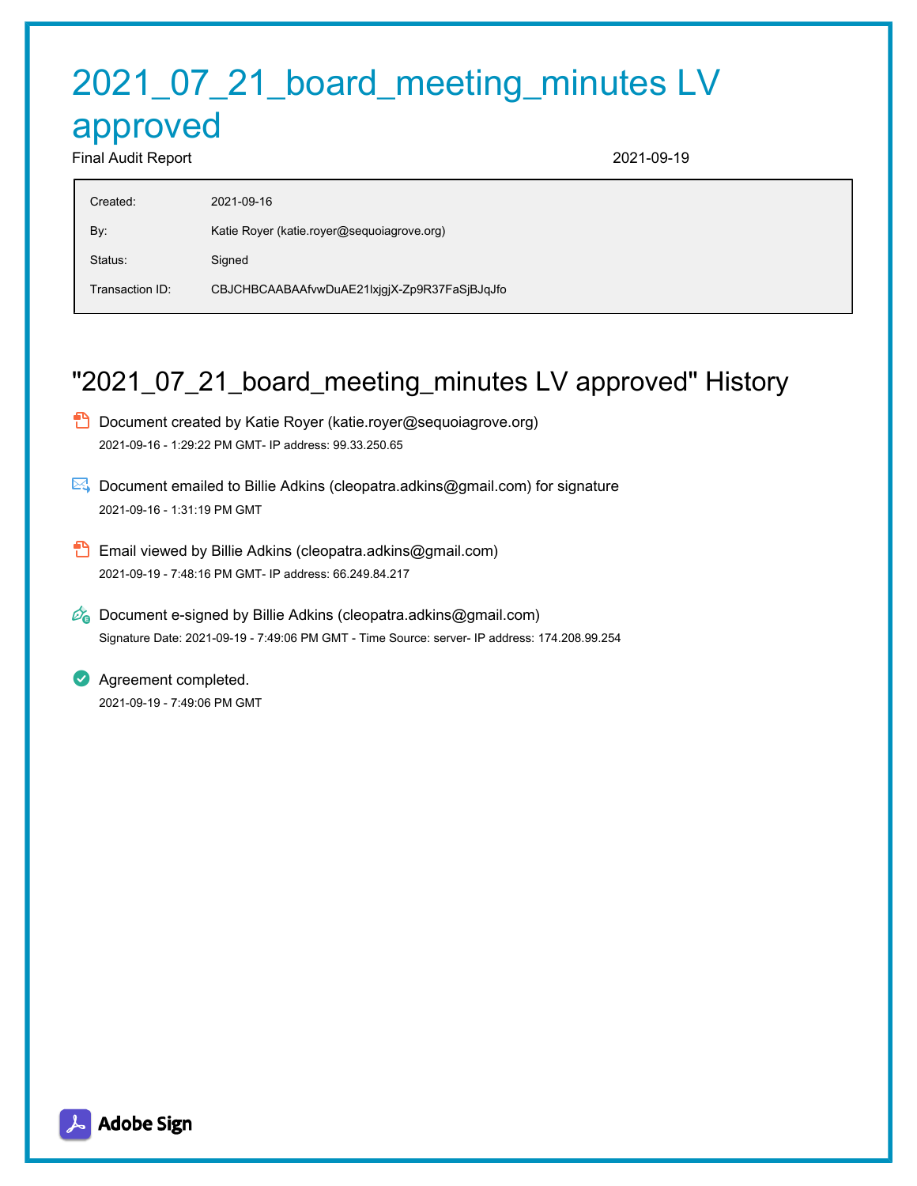# 2021_07_21_board_meeting_minutes LV approved

Final Audit Report 2021-09-19

| | |
|---|---|
| Created: | 2021-09-16 |
| By: | Katie Royer (katie.royer@sequoiagrove.org) |
| Status: | Signed |
| Transaction ID: | CBJCHBCAABAAfvwDuAE21lxjgjX-Zp9R37FaSjBJqJfo |

## "2021_07_21_board_meeting_minutes LV approved" History

- Document created by Katie Royer (katie.royer@sequoiagrove.org)
  2021-09-16 - 1:29:22 PM GMT- IP address: 99.33.250.65

- Document emailed to Billie Adkins (cleopatra.adkins@gmail.com) for signature
  2021-09-16 - 1:31:19 PM GMT

- Email viewed by Billie Adkins (cleopatra.adkins@gmail.com)
  2021-09-19 - 7:48:16 PM GMT- IP address: 66.249.84.217

- Document e-signed by Billie Adkins (cleopatra.adkins@gmail.com)
  Signature Date: 2021-09-19 - 7:49:06 PM GMT - Time Source: server- IP address: 174.208.99.254

- Agreement completed.
  2021-09-19 - 7:49:06 PM GMT

Adobe Sign